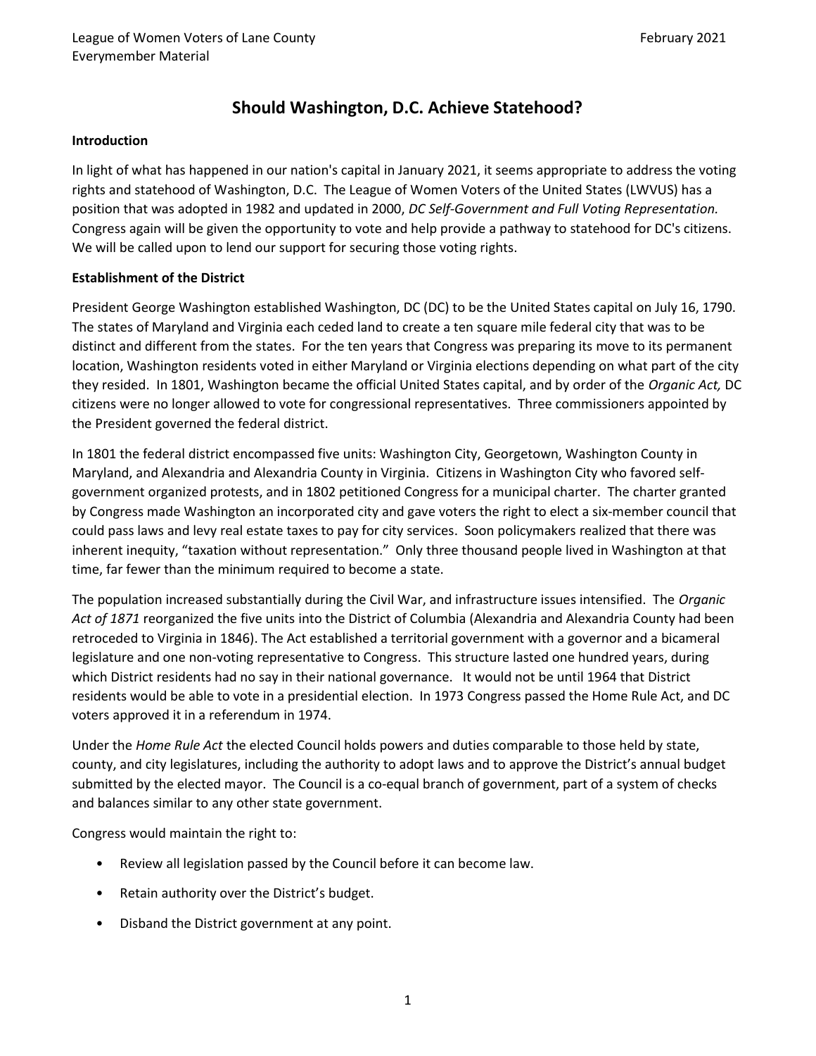# Should Washington, D.C. Achieve Statehood?

**Introduction**

In light of what has happened in our nation's capital in January 2021, it seems appropriate to address the voting rights and statehood of Washington, D.C. The League of Women Voters of the United States (LWVUS) has a position that was adopted in 1982 and updated in 2000, *DC Self-Government and Full Voting Representation.* Congress again will be given the opportunity to vote and help provide a pathway to statehood for DC's citizens. We will be called upon to lend our support for securing those voting rights.

**Establishment of the District**

President George Washington established Washington, DC (DC) to be the United States capital on July 16, 1790. The states of Maryland and Virginia each ceded land to create a ten square mile federal city that was to be distinct and different from the states. For the ten years that Congress was preparing its move to its permanent location, Washington residents voted in either Maryland or Virginia elections depending on what part of the city they resided. In 1801, Washington became the official United States capital, and by order of the *Organic Act,* DC citizens were no longer allowed to vote for congressional representatives. Three commissioners appointed by the President governed the federal district.

In 1801 the federal district encompassed five units: Washington City, Georgetown, Washington County in Maryland, and Alexandria and Alexandria County in Virginia. Citizens in Washington City who favored self-government organized protests, and in 1802 petitioned Congress for a municipal charter. The charter granted by Congress made Washington an incorporated city and gave voters the right to elect a six-member council that could pass laws and levy real estate taxes to pay for city services. Soon policymakers realized that there was inherent inequity, "taxation without representation." Only three thousand people lived in Washington at that time, far fewer than the minimum required to become a state.

The population increased substantially during the Civil War, and infrastructure issues intensified. The *Organic Act of 1871* reorganized the five units into the District of Columbia (Alexandria and Alexandria County had been retroceded to Virginia in 1846). The Act established a territorial government with a governor and a bicameral legislature and one non-voting representative to Congress. This structure lasted one hundred years, during which District residents had no say in their national governance. It would not be until 1964 that District residents would be able to vote in a presidential election. In 1973 Congress passed the Home Rule Act, and DC voters approved it in a referendum in 1974.

Under the *Home Rule Act* the elected Council holds powers and duties comparable to those held by state, county, and city legislatures, including the authority to adopt laws and to approve the District's annual budget submitted by the elected mayor. The Council is a co-equal branch of government, part of a system of checks and balances similar to any other state government.

Congress would maintain the right to:

- Review all legislation passed by the Council before it can become law.
- Retain authority over the District's budget.
- Disband the District government at any point.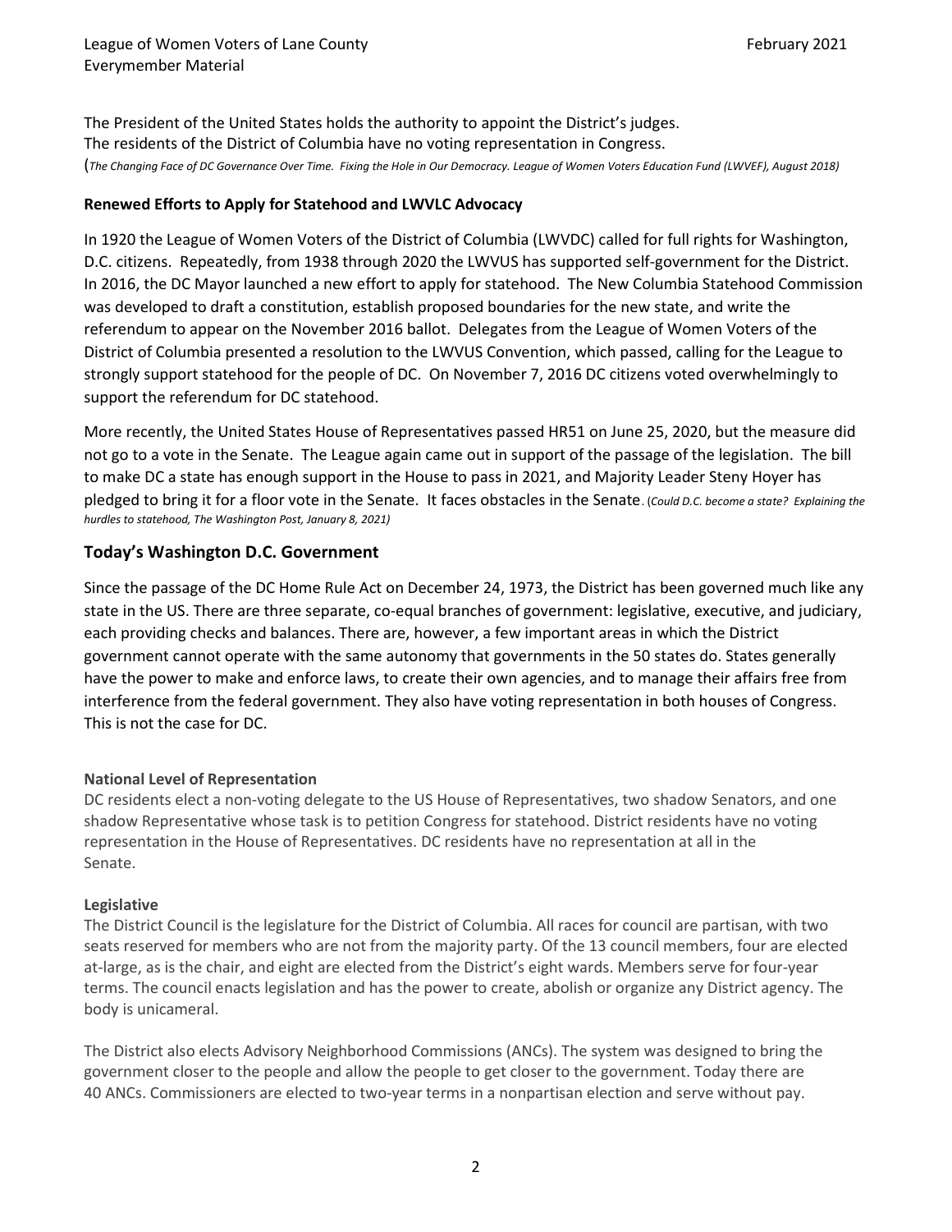The President of the United States holds the authority to appoint the District's judges.
The residents of the District of Columbia have no voting representation in Congress.
(*The Changing Face of DC Governance Over Time. Fixing the Hole in Our Democracy. League of Women Voters Education Fund (LWVEF), August 2018)*

**Renewed Efforts to Apply for Statehood and LWVLC Advocacy**

In 1920 the League of Women Voters of the District of Columbia (LWVDC) called for full rights for Washington, D.C. citizens. Repeatedly, from 1938 through 2020 the LWVUS has supported self-government for the District. In 2016, the DC Mayor launched a new effort to apply for statehood. The New Columbia Statehood Commission was developed to draft a constitution, establish proposed boundaries for the new state, and write the referendum to appear on the November 2016 ballot. Delegates from the League of Women Voters of the District of Columbia presented a resolution to the LWVUS Convention, which passed, calling for the League to strongly support statehood for the people of DC. On November 7, 2016 DC citizens voted overwhelmingly to support the referendum for DC statehood.

More recently, the United States House of Representatives passed HR51 on June 25, 2020, but the measure did not go to a vote in the Senate. The League again came out in support of the passage of the legislation. The bill to make DC a state has enough support in the House to pass in 2021, and Majority Leader Steny Hoyer has pledged to bring it for a floor vote in the Senate. It faces obstacles in the Senate. (*Could D.C. become a state? Explaining the hurdles to statehood, The Washington Post, January 8, 2021)*

## Today's Washington D.C. Government

Since the passage of the DC Home Rule Act on December 24, 1973, the District has been governed much like any state in the US. There are three separate, co-equal branches of government: legislative, executive, and judiciary, each providing checks and balances. There are, however, a few important areas in which the District government cannot operate with the same autonomy that governments in the 50 states do. States generally have the power to make and enforce laws, to create their own agencies, and to manage their affairs free from interference from the federal government. They also have voting representation in both houses of Congress. This is not the case for DC.

**National Level of Representation**

DC residents elect a non-voting delegate to the US House of Representatives, two shadow Senators, and one shadow Representative whose task is to petition Congress for statehood. District residents have no voting representation in the House of Representatives. DC residents have no representation at all in the Senate.

**Legislative**

The District Council is the legislature for the District of Columbia. All races for council are partisan, with two seats reserved for members who are not from the majority party. Of the 13 council members, four are elected at-large, as is the chair, and eight are elected from the District's eight wards. Members serve for four-year terms. The council enacts legislation and has the power to create, abolish or organize any District agency. The body is unicameral.

The District also elects Advisory Neighborhood Commissions (ANCs). The system was designed to bring the government closer to the people and allow the people to get closer to the government. Today there are 40 ANCs. Commissioners are elected to two-year terms in a nonpartisan election and serve without pay.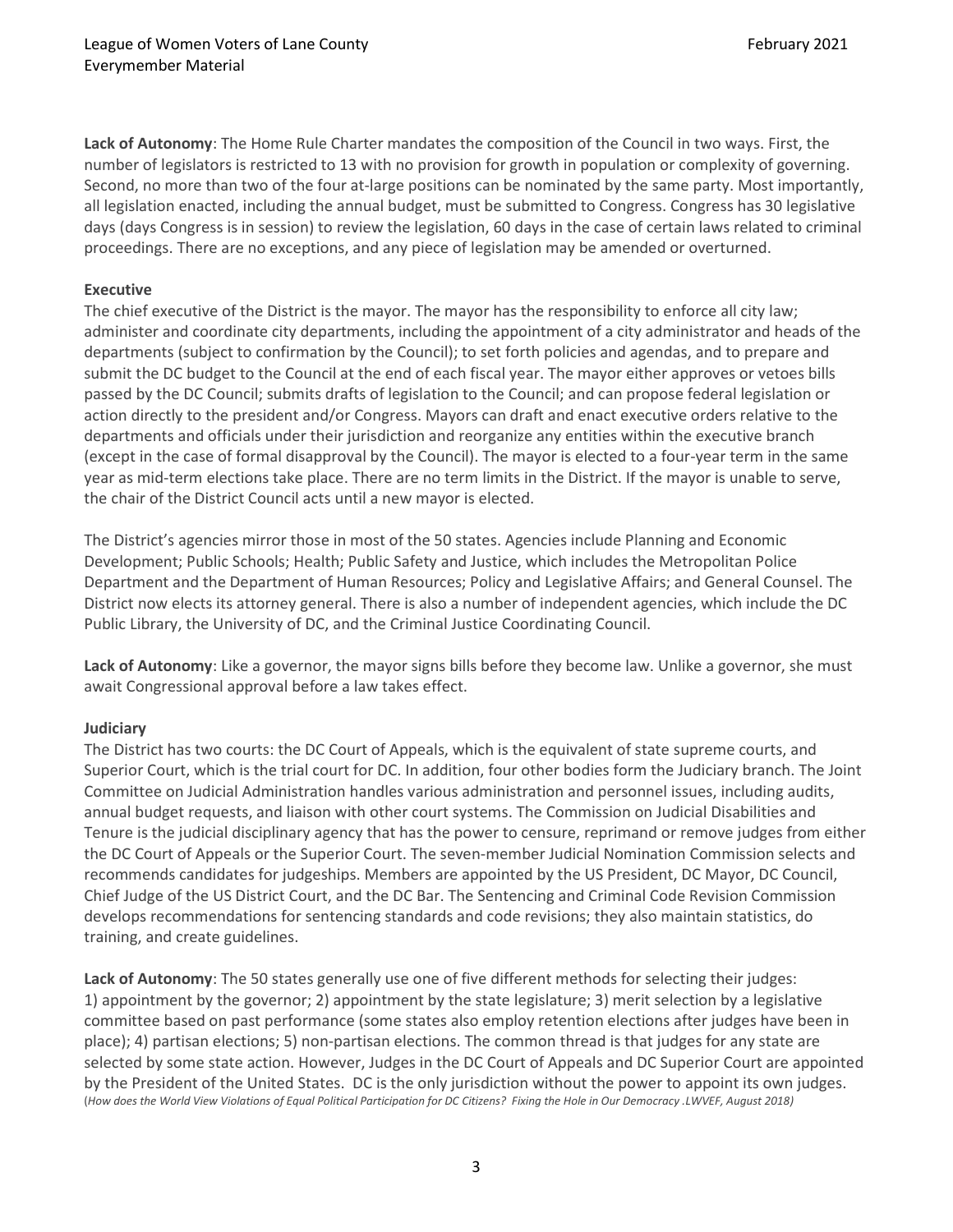**Lack of Autonomy**: The Home Rule Charter mandates the composition of the Council in two ways. First, the number of legislators is restricted to 13 with no provision for growth in population or complexity of governing. Second, no more than two of the four at-large positions can be nominated by the same party. Most importantly, all legislation enacted, including the annual budget, must be submitted to Congress. Congress has 30 legislative days (days Congress is in session) to review the legislation, 60 days in the case of certain laws related to criminal proceedings. There are no exceptions, and any piece of legislation may be amended or overturned.

**Executive**

The chief executive of the District is the mayor. The mayor has the responsibility to enforce all city law; administer and coordinate city departments, including the appointment of a city administrator and heads of the departments (subject to confirmation by the Council); to set forth policies and agendas, and to prepare and submit the DC budget to the Council at the end of each fiscal year. The mayor either approves or vetoes bills passed by the DC Council; submits drafts of legislation to the Council; and can propose federal legislation or action directly to the president and/or Congress. Mayors can draft and enact executive orders relative to the departments and officials under their jurisdiction and reorganize any entities within the executive branch (except in the case of formal disapproval by the Council). The mayor is elected to a four-year term in the same year as mid-term elections take place. There are no term limits in the District. If the mayor is unable to serve, the chair of the District Council acts until a new mayor is elected.

The District's agencies mirror those in most of the 50 states. Agencies include Planning and Economic Development; Public Schools; Health; Public Safety and Justice, which includes the Metropolitan Police Department and the Department of Human Resources; Policy and Legislative Affairs; and General Counsel. The District now elects its attorney general. There is also a number of independent agencies, which include the DC Public Library, the University of DC, and the Criminal Justice Coordinating Council.

**Lack of Autonomy**: Like a governor, the mayor signs bills before they become law. Unlike a governor, she must await Congressional approval before a law takes effect.

**Judiciary**

The District has two courts: the DC Court of Appeals, which is the equivalent of state supreme courts, and Superior Court, which is the trial court for DC. In addition, four other bodies form the Judiciary branch. The Joint Committee on Judicial Administration handles various administration and personnel issues, including audits, annual budget requests, and liaison with other court systems. The Commission on Judicial Disabilities and Tenure is the judicial disciplinary agency that has the power to censure, reprimand or remove judges from either the DC Court of Appeals or the Superior Court. The seven-member Judicial Nomination Commission selects and recommends candidates for judgeships. Members are appointed by the US President, DC Mayor, DC Council, Chief Judge of the US District Court, and the DC Bar. The Sentencing and Criminal Code Revision Commission develops recommendations for sentencing standards and code revisions; they also maintain statistics, do training, and create guidelines.

**Lack of Autonomy**: The 50 states generally use one of five different methods for selecting their judges: 1) appointment by the governor; 2) appointment by the state legislature; 3) merit selection by a legislative committee based on past performance (some states also employ retention elections after judges have been in place); 4) partisan elections; 5) non-partisan elections. The common thread is that judges for any state are selected by some state action. However, Judges in the DC Court of Appeals and DC Superior Court are appointed by the President of the United States. DC is the only jurisdiction without the power to appoint its own judges. (*How does the World View Violations of Equal Political Participation for DC Citizens? Fixing the Hole in Our Democracy .LWVEF, August 2018)*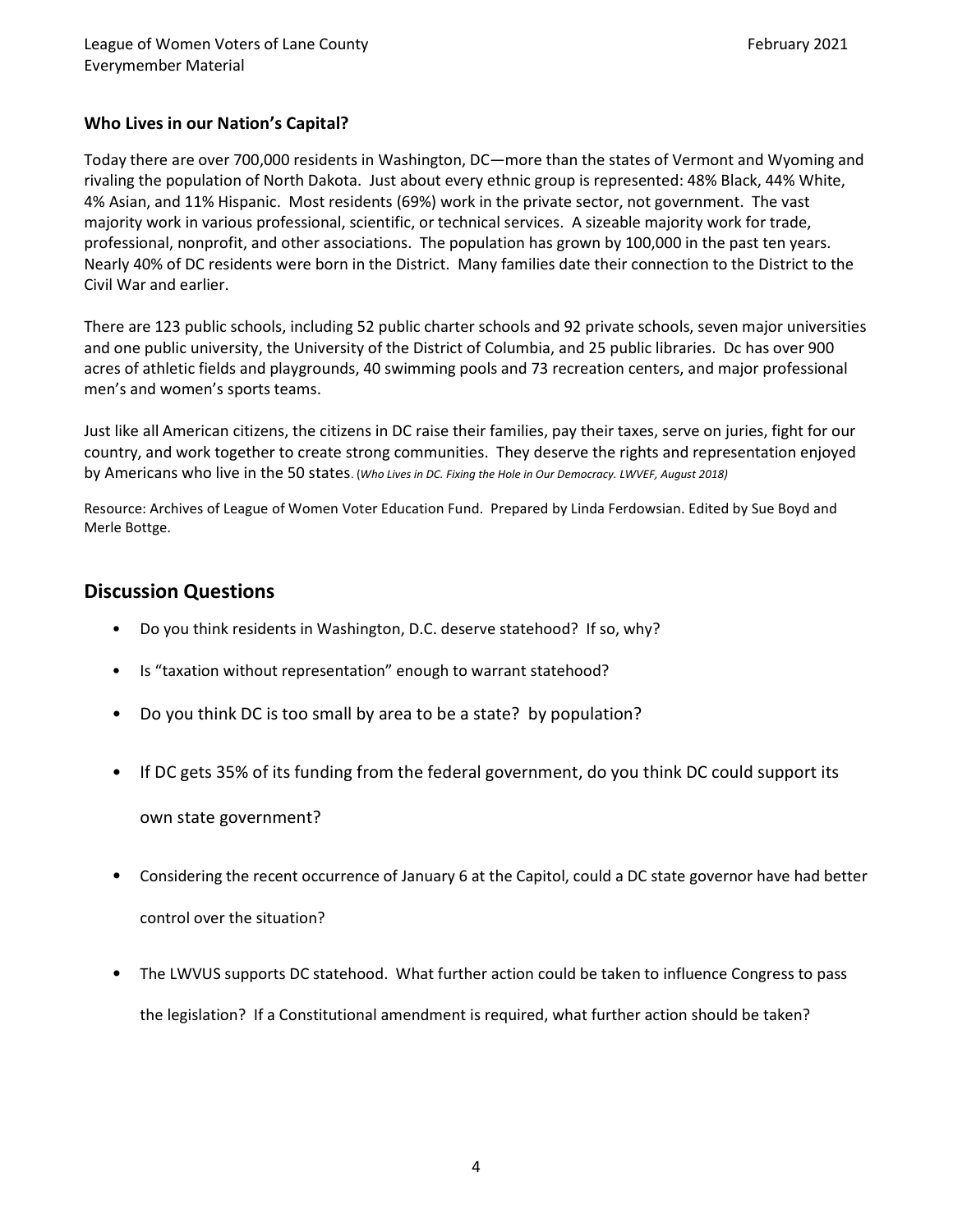### Who Lives in our Nation's Capital?

Today there are over 700,000 residents in Washington, DC—more than the states of Vermont and Wyoming and rivaling the population of North Dakota. Just about every ethnic group is represented: 48% Black, 44% White, 4% Asian, and 11% Hispanic. Most residents (69%) work in the private sector, not government. The vast majority work in various professional, scientific, or technical services. A sizeable majority work for trade, professional, nonprofit, and other associations. The population has grown by 100,000 in the past ten years. Nearly 40% of DC residents were born in the District. Many families date their connection to the District to the Civil War and earlier.

There are 123 public schools, including 52 public charter schools and 92 private schools, seven major universities and one public university, the University of the District of Columbia, and 25 public libraries. Dc has over 900 acres of athletic fields and playgrounds, 40 swimming pools and 73 recreation centers, and major professional men's and women's sports teams.

Just like all American citizens, the citizens in DC raise their families, pay their taxes, serve on juries, fight for our country, and work together to create strong communities. They deserve the rights and representation enjoyed by Americans who live in the 50 states. (*Who Lives in DC. Fixing the Hole in Our Democracy. LWVEF, August 2018)*

Resource: Archives of League of Women Voter Education Fund. Prepared by Linda Ferdowsian. Edited by Sue Boyd and Merle Bottge.

## Discussion Questions

- Do you think residents in Washington, D.C. deserve statehood? If so, why?
- Is "taxation without representation" enough to warrant statehood?
- Do you think DC is too small by area to be a state? by population?
- If DC gets 35% of its funding from the federal government, do you think DC could support its own state government?
- Considering the recent occurrence of January 6 at the Capitol, could a DC state governor have had better control over the situation?
- The LWVUS supports DC statehood. What further action could be taken to influence Congress to pass the legislation? If a Constitutional amendment is required, what further action should be taken?